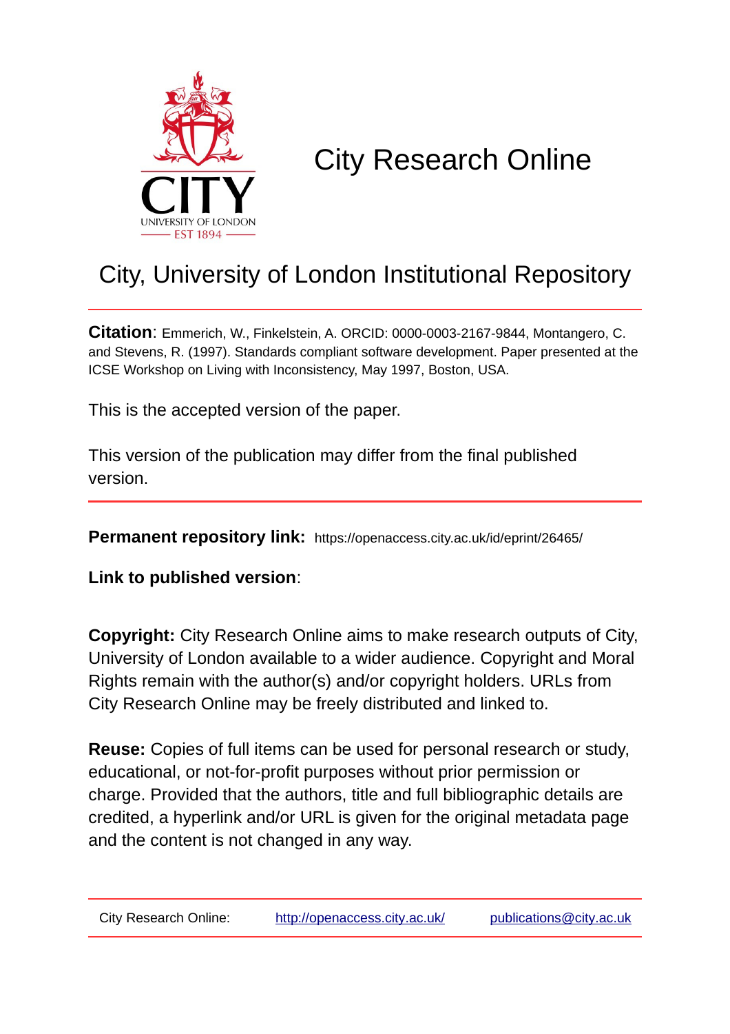CITY
UNIVERSITY OF LONDON
EST 1894

# City Research Online

## City, University of London Institutional Repository

**Citation**: Emmerich, W., Finkelstein, A. ORCID: 0000-0003-2167-9844, Montangero, C. and Stevens, R. (1997). Standards compliant software development. Paper presented at the ICSE Workshop on Living with Inconsistency, May 1997, Boston, USA.

This is the accepted version of the paper.

This version of the publication may differ from the final published version.

**Permanent repository link:** https://openaccess.city.ac.uk/id/eprint/26465/

**Link to published version**:

**Copyright:** City Research Online aims to make research outputs of City, University of London available to a wider audience. Copyright and Moral Rights remain with the author(s) and/or copyright holders. URLs from City Research Online may be freely distributed and linked to.

**Reuse:** Copies of full items can be used for personal research or study, educational, or not-for-profit purposes without prior permission or charge. Provided that the authors, title and full bibliographic details are credited, a hyperlink and/or URL is given for the original metadata page and the content is not changed in any way.

City Research Online: http://openaccess.city.ac.uk/ publications@city.ac.uk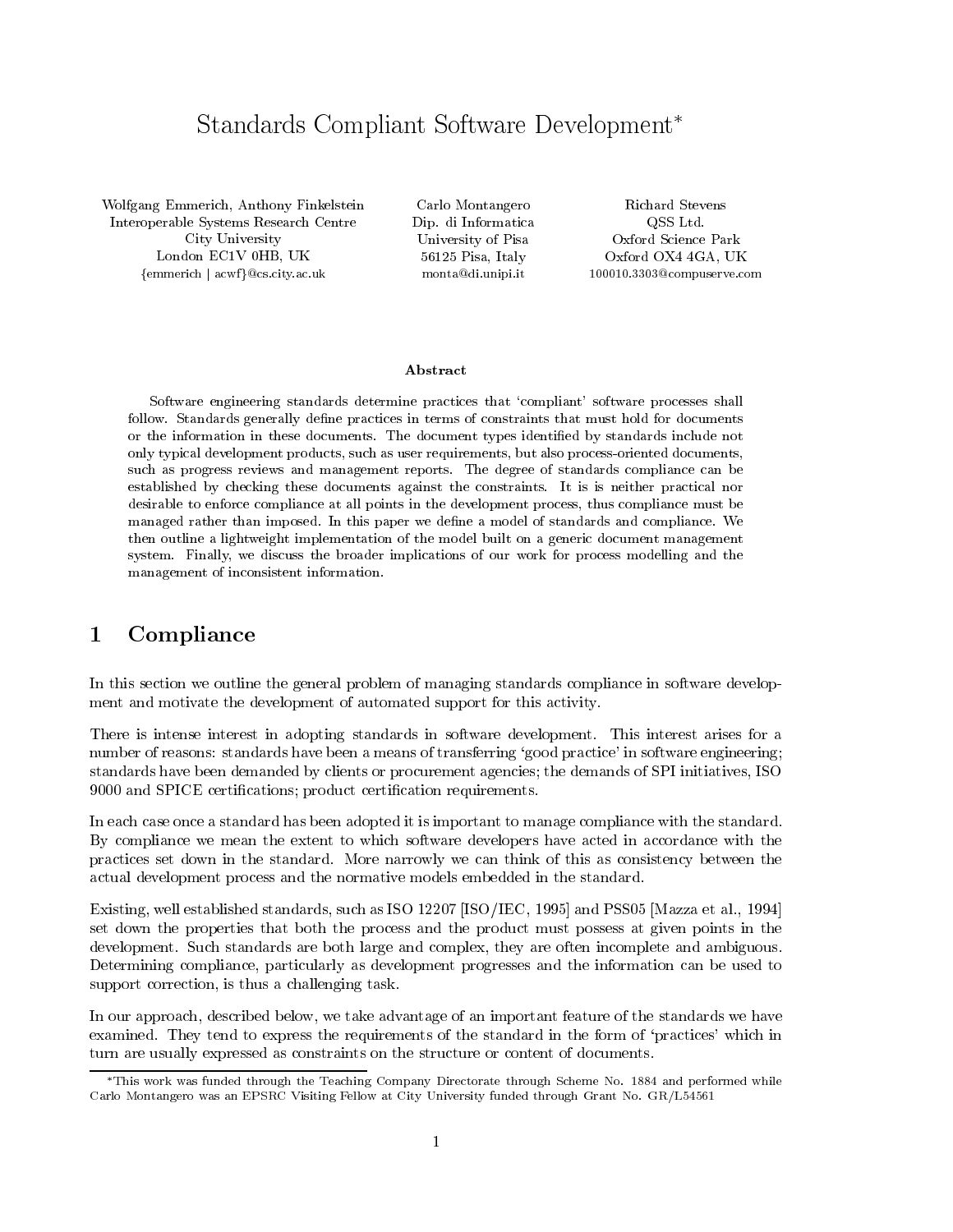# Standards Compliant Software Development*

Wolfgang Emmerich, Anthony Finkelstein
Interoperable Systems Research Centre
City University
London EC1V 0HB, UK
{emmerich | acwf}@cs.city.ac.uk

Carlo Montangero
Dip. di Informatica
University of Pisa
56125 Pisa, Italy
monta@di.unipi.it

Richard Stevens
QSS Ltd.
Oxford Science Park
Oxford OX4 4GA, UK
100010.3303@compuserve.com

### Abstract

Software engineering standards determine practices that 'compliant' software processes shall follow. Standards generally define practices in terms of constraints that must hold for documents or the information in these documents. The document types identified by standards include not only typical development products, such as user requirements, but also process-oriented documents, such as progress reviews and management reports. The degree of standards compliance can be established by checking these documents against the constraints. It is is neither practical nor desirable to enforce compliance at all points in the development process, thus compliance must be managed rather than imposed. In this paper we define a model of standards and compliance. We then outline a lightweight implementation of the model built on a generic document management system. Finally, we discuss the broader implications of our work for process modelling and the management of inconsistent information.

## 1 Compliance

In this section we outline the general problem of managing standards compliance in software development and motivate the development of automated support for this activity.

There is intense interest in adopting standards in software development. This interest arises for a number of reasons: standards have been a means of transferring 'good practice' in software engineering; standards have been demanded by clients or procurement agencies; the demands of SPI initiatives, ISO 9000 and SPICE certifications; product certification requirements.

In each case once a standard has been adopted it is important to manage compliance with the standard. By compliance we mean the extent to which software developers have acted in accordance with the practices set down in the standard. More narrowly we can think of this as consistency between the actual development process and the normative models embedded in the standard.

Existing, well established standards, such as ISO 12207 [ISO/IEC, 1995] and PSS05 [Mazza et al., 1994] set down the properties that both the process and the product must possess at given points in the development. Such standards are both large and complex, they are often incomplete and ambiguous. Determining compliance, particularly as development progresses and the information can be used to support correction, is thus a challenging task.

In our approach, described below, we take advantage of an important feature of the standards we have examined. They tend to express the requirements of the standard in the form of 'practices' which in turn are usually expressed as constraints on the structure or content of documents.

*This work was funded through the Teaching Company Directorate through Scheme No. 1884 and performed while Carlo Montangero was an EPSRC Visiting Fellow at City University funded through Grant No. GR/L54561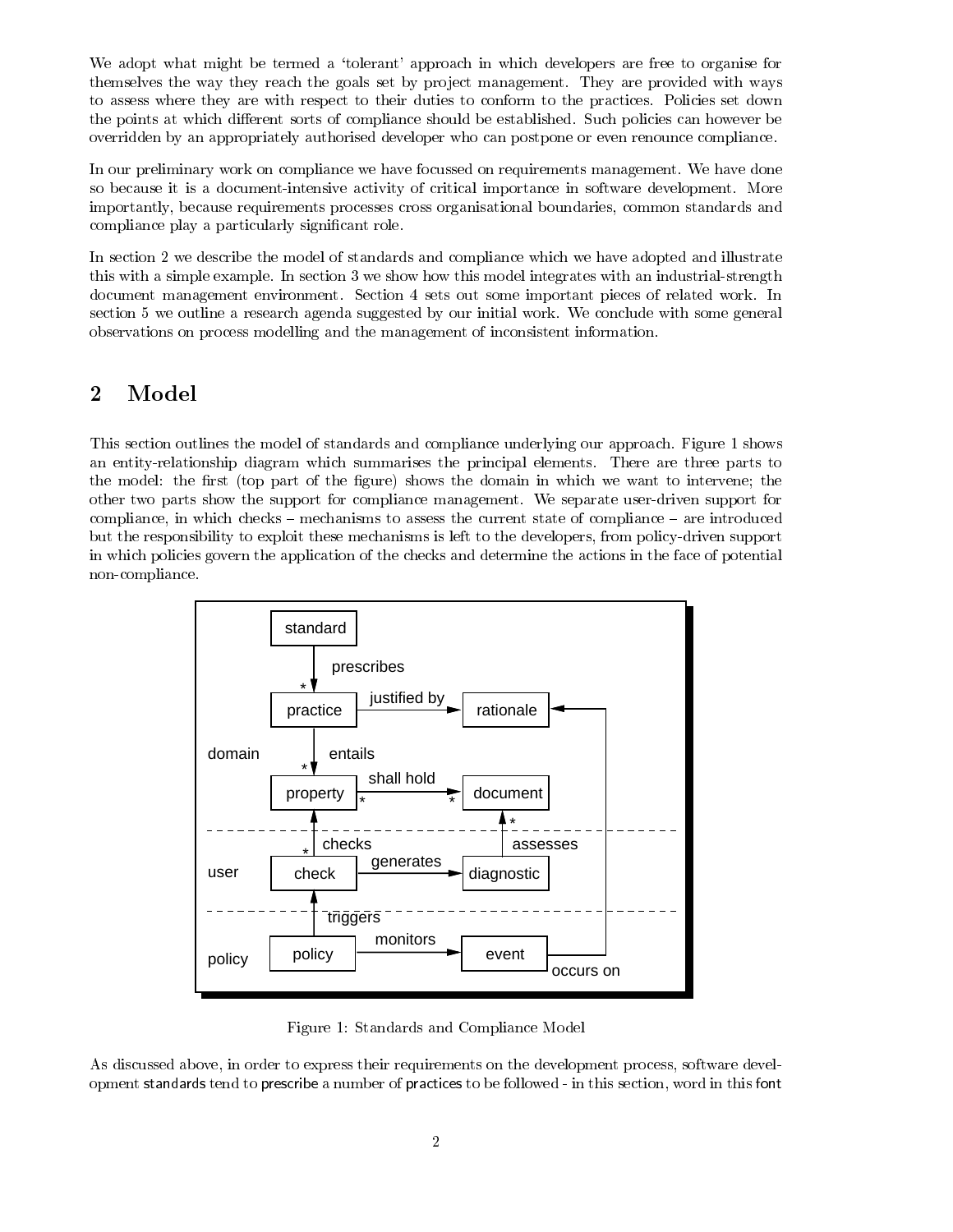We adopt what might be termed a 'tolerant' approach in which developers are free to organise for themselves the way they reach the goals set by project management. They are provided with ways to assess where they are with respect to their duties to conform to the practices. Policies set down the points at which different sorts of compliance should be established. Such policies can however be overridden by an appropriately authorised developer who can postpone or even renounce compliance.

In our preliminary work on compliance we have focussed on requirements management. We have done so because it is a document-intensive activity of critical importance in software development. More importantly, because requirements processes cross organisational boundaries, common standards and compliance play a particularly significant role.

In section 2 we describe the model of standards and compliance which we have adopted and illustrate this with a simple example. In section 3 we show how this model integrates with an industrial-strength document management environment. Section 4 sets out some important pieces of related work. In section 5 we outline a research agenda suggested by our initial work. We conclude with some general observations on process modelling and the management of inconsistent information.

## 2 Model

This section outlines the model of standards and compliance underlying our approach. Figure 1 shows an entity-relationship diagram which summarises the principal elements. There are three parts to the model: the first (top part of the figure) shows the domain in which we want to intervene; the other two parts show the support for compliance management. We separate user-driven support for compliance, in which checks – mechanisms to assess the current state of compliance – are introduced but the responsibility to exploit these mechanisms is left to the developers, from policy-driven support in which policies govern the application of the checks and determine the actions in the face of potential non-compliance.

standard
prescribes
practice
justified by
rationale
domain
entails
property
shall hold
document
checks
assesses
user
check
generates
diagnostic
triggers
policy
policy
monitors
event
occurs on

Figure 1: Standards and Compliance Model

As discussed above, in order to express their requirements on the development process, software development standards tend to prescribe a number of practices to be followed - in this section, word in this font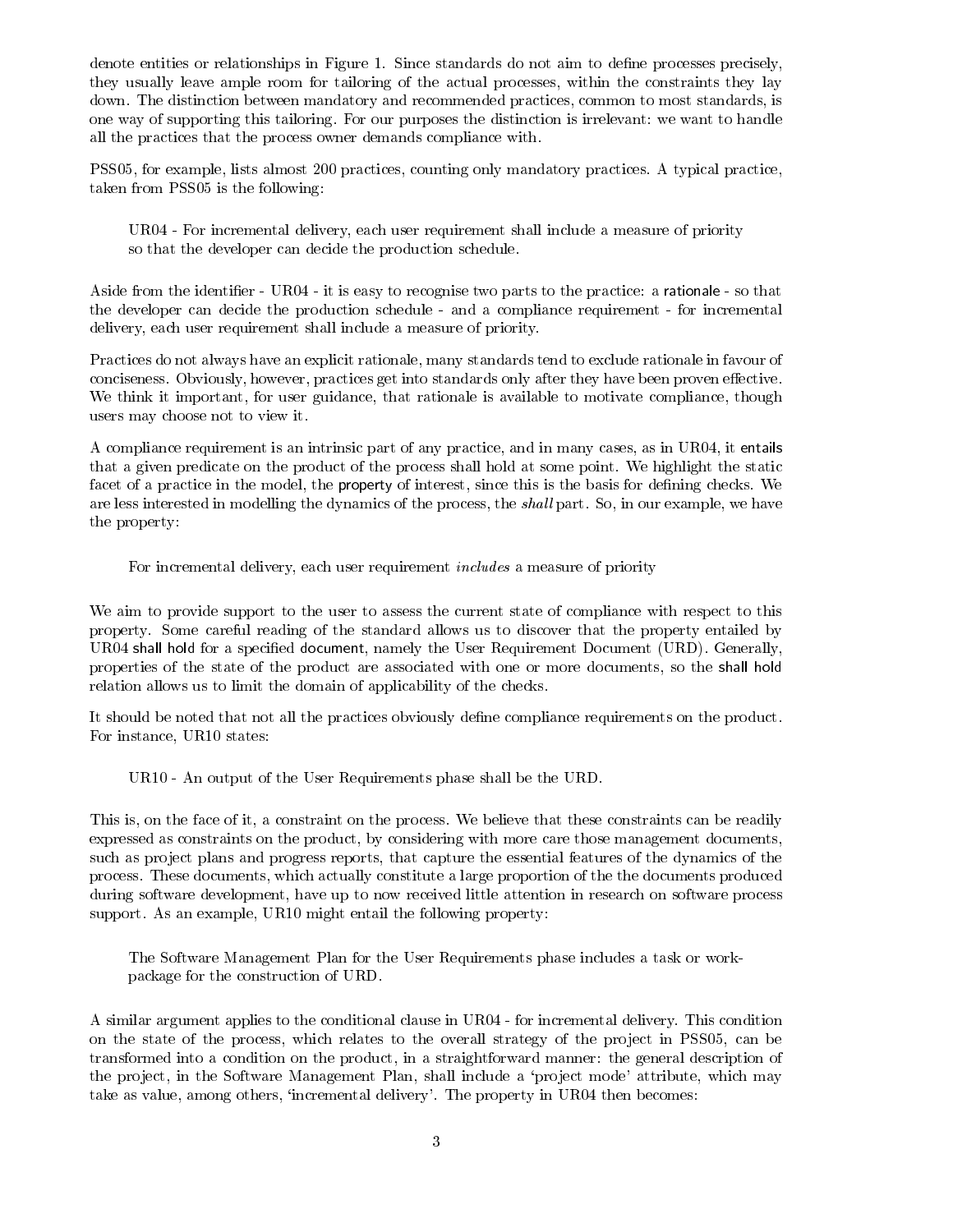denote entities or relationships in Figure 1. Since standards do not aim to define processes precisely, they usually leave ample room for tailoring of the actual processes, within the constraints they lay down. The distinction between mandatory and recommended practices, common to most standards, is one way of supporting this tailoring. For our purposes the distinction is irrelevant: we want to handle all the practices that the process owner demands compliance with.

PSS05, for example, lists almost 200 practices, counting only mandatory practices. A typical practice, taken from PSS05 is the following:

> UR04 - For incremental delivery, each user requirement shall include a measure of priority so that the developer can decide the production schedule.

Aside from the identifier - UR04 - it is easy to recognise two parts to the practice: a rationale - so that the developer can decide the production schedule - and a compliance requirement - for incremental delivery, each user requirement shall include a measure of priority.

Practices do not always have an explicit rationale, many standards tend to exclude rationale in favour of conciseness. Obviously, however, practices get into standards only after they have been proven effective. We think it important, for user guidance, that rationale is available to motivate compliance, though users may choose not to view it.

A compliance requirement is an intrinsic part of any practice, and in many cases, as in UR04, it entails that a given predicate on the product of the process shall hold at some point. We highlight the static facet of a practice in the model, the property of interest, since this is the basis for defining checks. We are less interested in modelling the dynamics of the process, the *shall* part. So, in our example, we have the property:

> For incremental delivery, each user requirement *includes* a measure of priority

We aim to provide support to the user to assess the current state of compliance with respect to this property. Some careful reading of the standard allows us to discover that the property entailed by UR04 shall hold for a specified document, namely the User Requirement Document (URD). Generally, properties of the state of the product are associated with one or more documents, so the shall hold relation allows us to limit the domain of applicability of the checks.

It should be noted that not all the practices obviously define compliance requirements on the product. For instance, UR10 states:

> UR10 - An output of the User Requirements phase shall be the URD.

This is, on the face of it, a constraint on the process. We believe that these constraints can be readily expressed as constraints on the product, by considering with more care those management documents, such as project plans and progress reports, that capture the essential features of the dynamics of the process. These documents, which actually constitute a large proportion of the the documents produced during software development, have up to now received little attention in research on software process support. As an example, UR10 might entail the following property:

> The Software Management Plan for the User Requirements phase includes a task or work-package for the construction of URD.

A similar argument applies to the conditional clause in UR04 - for incremental delivery. This condition on the state of the process, which relates to the overall strategy of the project in PSS05, can be transformed into a condition on the product, in a straightforward manner: the general description of the project, in the Software Management Plan, shall include a 'project mode' attribute, which may take as value, among others, 'incremental delivery'. The property in UR04 then becomes: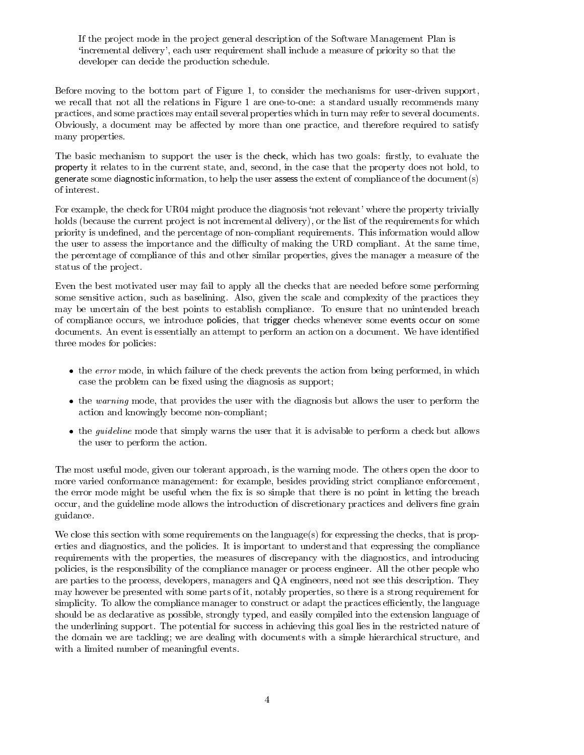> If the project mode in the project general description of the Software Management Plan is 'incremental delivery', each user requirement shall include a measure of priority so that the developer can decide the production schedule.

Before moving to the bottom part of Figure 1, to consider the mechanisms for user-driven support, we recall that not all the relations in Figure 1 are one-to-one: a standard usually recommends many practices, and some practices may entail several properties which in turn may refer to several documents. Obviously, a document may be affected by more than one practice, and therefore required to satisfy many properties.

The basic mechanism to support the user is the check, which has two goals: firstly, to evaluate the property it relates to in the current state, and, second, in the case that the property does not hold, to generate some diagnostic information, to help the user assess the extent of compliance of the document(s) of interest.

For example, the check for UR04 might produce the diagnosis 'not relevant' where the property trivially holds (because the current project is not incremental delivery), or the list of the requirements for which priority is undefined, and the percentage of non-compliant requirements. This information would allow the user to assess the importance and the difficulty of making the URD compliant. At the same time, the percentage of compliance of this and other similar properties, gives the manager a measure of the status of the project.

Even the best motivated user may fail to apply all the checks that are needed before some performing some sensitive action, such as baselining. Also, given the scale and complexity of the practices they may be uncertain of the best points to establish compliance. To ensure that no unintended breach of compliance occurs, we introduce policies, that trigger checks whenever some events occur on some documents. An event is essentially an attempt to perform an action on a document. We have identified three modes for policies:

- the *error* mode, in which failure of the check prevents the action from being performed, in which case the problem can be fixed using the diagnosis as support;
- the *warning* mode, that provides the user with the diagnosis but allows the user to perform the action and knowingly become non-compliant;
- the *guideline* mode that simply warns the user that it is advisable to perform a check but allows the user to perform the action.

The most useful mode, given our tolerant approach, is the warning mode. The others open the door to more varied conformance management: for example, besides providing strict compliance enforcement, the error mode might be useful when the fix is so simple that there is no point in letting the breach occur, and the guideline mode allows the introduction of discretionary practices and delivers fine grain guidance.

We close this section with some requirements on the language(s) for expressing the checks, that is properties and diagnostics, and the policies. It is important to understand that expressing the compliance requirements with the properties, the measures of discrepancy with the diagnostics, and introducing policies, is the responsibility of the compliance manager or process engineer. All the other people who are parties to the process, developers, managers and QA engineers, need not see this description. They may however be presented with some parts of it, notably properties, so there is a strong requirement for simplicity. To allow the compliance manager to construct or adapt the practices efficiently, the language should be as declarative as possible, strongly typed, and easily compiled into the extension language of the underlining support. The potential for success in achieving this goal lies in the restricted nature of the domain we are tackling; we are dealing with documents with a simple hierarchical structure, and with a limited number of meaningful events.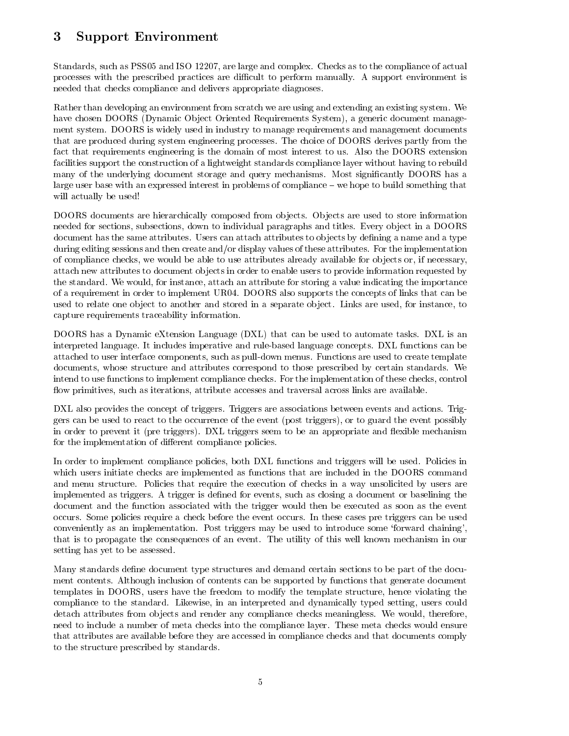## 3 Support Environment

Standards, such as PSS05 and ISO 12207, are large and complex. Checks as to the compliance of actual processes with the prescribed practices are difficult to perform manually. A support environment is needed that checks compliance and delivers appropriate diagnoses.

Rather than developing an environment from scratch we are using and extending an existing system. We have chosen DOORS (Dynamic Object Oriented Requirements System), a generic document management system. DOORS is widely used in industry to manage requirements and management documents that are produced during system engineering processes. The choice of DOORS derives partly from the fact that requirements engineering is the domain of most interest to us. Also the DOORS extension facilities support the construction of a lightweight standards compliance layer without having to rebuild many of the underlying document storage and query mechanisms. Most significantly DOORS has a large user base with an expressed interest in problems of compliance – we hope to build something that will actually be used!

DOORS documents are hierarchically composed from objects. Objects are used to store information needed for sections, subsections, down to individual paragraphs and titles. Every object in a DOORS document has the same attributes. Users can attach attributes to objects by defining a name and a type during editing sessions and then create and/or display values of these attributes. For the implementation of compliance checks, we would be able to use attributes already available for objects or, if necessary, attach new attributes to document objects in order to enable users to provide information requested by the standard. We would, for instance, attach an attribute for storing a value indicating the importance of a requirement in order to implement UR04. DOORS also supports the concepts of links that can be used to relate one object to another and stored in a separate object. Links are used, for instance, to capture requirements traceability information.

DOORS has a Dynamic eXtension Language (DXL) that can be used to automate tasks. DXL is an interpreted language. It includes imperative and rule-based language concepts. DXL functions can be attached to user interface components, such as pull-down menus. Functions are used to create template documents, whose structure and attributes correspond to those prescribed by certain standards. We intend to use functions to implement compliance checks. For the implementation of these checks, control flow primitives, such as iterations, attribute accesses and traversal across links are available.

DXL also provides the concept of triggers. Triggers are associations between events and actions. Triggers can be used to react to the occurrence of the event (post triggers), or to guard the event possibly in order to prevent it (pre triggers). DXL triggers seem to be an appropriate and flexible mechanism for the implementation of different compliance policies.

In order to implement compliance policies, both DXL functions and triggers will be used. Policies in which users initiate checks are implemented as functions that are included in the DOORS command and menu structure. Policies that require the execution of checks in a way unsolicited by users are implemented as triggers. A trigger is defined for events, such as closing a document or baselining the document and the function associated with the trigger would then be executed as soon as the event occurs. Some policies require a check before the event occurs. In these cases pre triggers can be used conveniently as an implementation. Post triggers may be used to introduce some 'forward chaining', that is to propagate the consequences of an event. The utility of this well known mechanism in our setting has yet to be assessed.

Many standards define document type structures and demand certain sections to be part of the document contents. Although inclusion of contents can be supported by functions that generate document templates in DOORS, users have the freedom to modify the template structure, hence violating the compliance to the standard. Likewise, in an interpreted and dynamically typed setting, users could detach attributes from objects and render any compliance checks meaningless. We would, therefore, need to include a number of meta checks into the compliance layer. These meta checks would ensure that attributes are available before they are accessed in compliance checks and that documents comply to the structure prescribed by standards.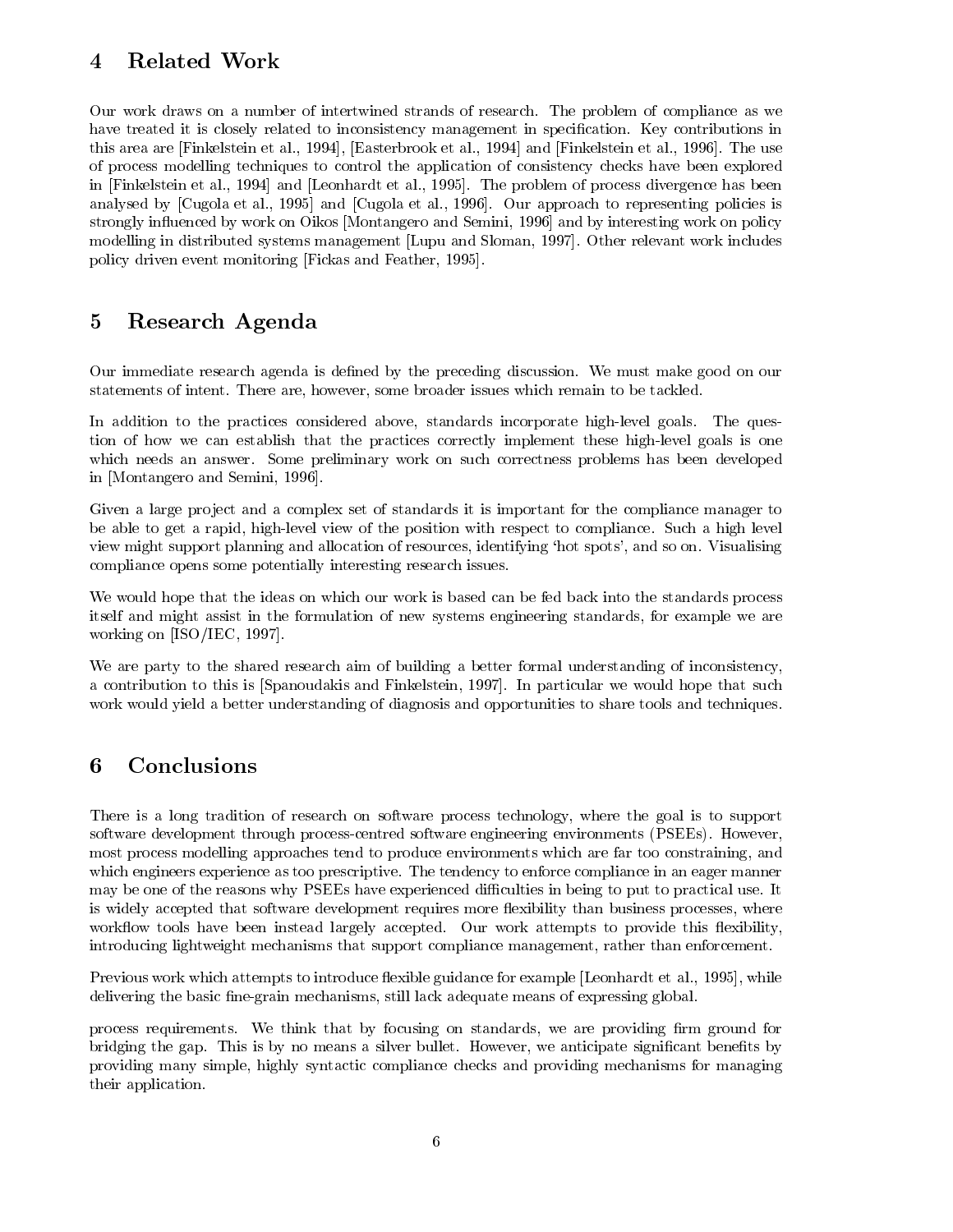# 4 Related Work

Our work draws on a number of intertwined strands of research. The problem of compliance as we have treated it is closely related to inconsistency management in specification. Key contributions in this area are [Finkelstein et al., 1994], [Easterbrook et al., 1994] and [Finkelstein et al., 1996]. The use of process modelling techniques to control the application of consistency checks have been explored in [Finkelstein et al., 1994] and [Leonhardt et al., 1995]. The problem of process divergence has been analysed by [Cugola et al., 1995] and [Cugola et al., 1996]. Our approach to representing policies is strongly influenced by work on Oikos [Montangero and Semini, 1996] and by interesting work on policy modelling in distributed systems management [Lupu and Sloman, 1997]. Other relevant work includes policy driven event monitoring [Fickas and Feather, 1995].

# 5 Research Agenda

Our immediate research agenda is defined by the preceding discussion. We must make good on our statements of intent. There are, however, some broader issues which remain to be tackled.

In addition to the practices considered above, standards incorporate high-level goals. The question of how we can establish that the practices correctly implement these high-level goals is one which needs an answer. Some preliminary work on such correctness problems has been developed in [Montangero and Semini, 1996].

Given a large project and a complex set of standards it is important for the compliance manager to be able to get a rapid, high-level view of the position with respect to compliance. Such a high level view might support planning and allocation of resources, identifying 'hot spots', and so on. Visualising compliance opens some potentially interesting research issues.

We would hope that the ideas on which our work is based can be fed back into the standards process itself and might assist in the formulation of new systems engineering standards, for example we are working on [ISO/IEC, 1997].

We are party to the shared research aim of building a better formal understanding of inconsistency, a contribution to this is [Spanoudakis and Finkelstein, 1997]. In particular we would hope that such work would yield a better understanding of diagnosis and opportunities to share tools and techniques.

# 6 Conclusions

There is a long tradition of research on software process technology, where the goal is to support software development through process-centred software engineering environments (PSEEs). However, most process modelling approaches tend to produce environments which are far too constraining, and which engineers experience as too prescriptive. The tendency to enforce compliance in an eager manner may be one of the reasons why PSEEs have experienced difficulties in being to put to practical use. It is widely accepted that software development requires more flexibility than business processes, where workflow tools have been instead largely accepted. Our work attempts to provide this flexibility, introducing lightweight mechanisms that support compliance management, rather than enforcement.

Previous work which attempts to introduce flexible guidance for example [Leonhardt et al., 1995], while delivering the basic fine-grain mechanisms, still lack adequate means of expressing global.

process requirements. We think that by focusing on standards, we are providing firm ground for bridging the gap. This is by no means a silver bullet. However, we anticipate significant benefits by providing many simple, highly syntactic compliance checks and providing mechanisms for managing their application.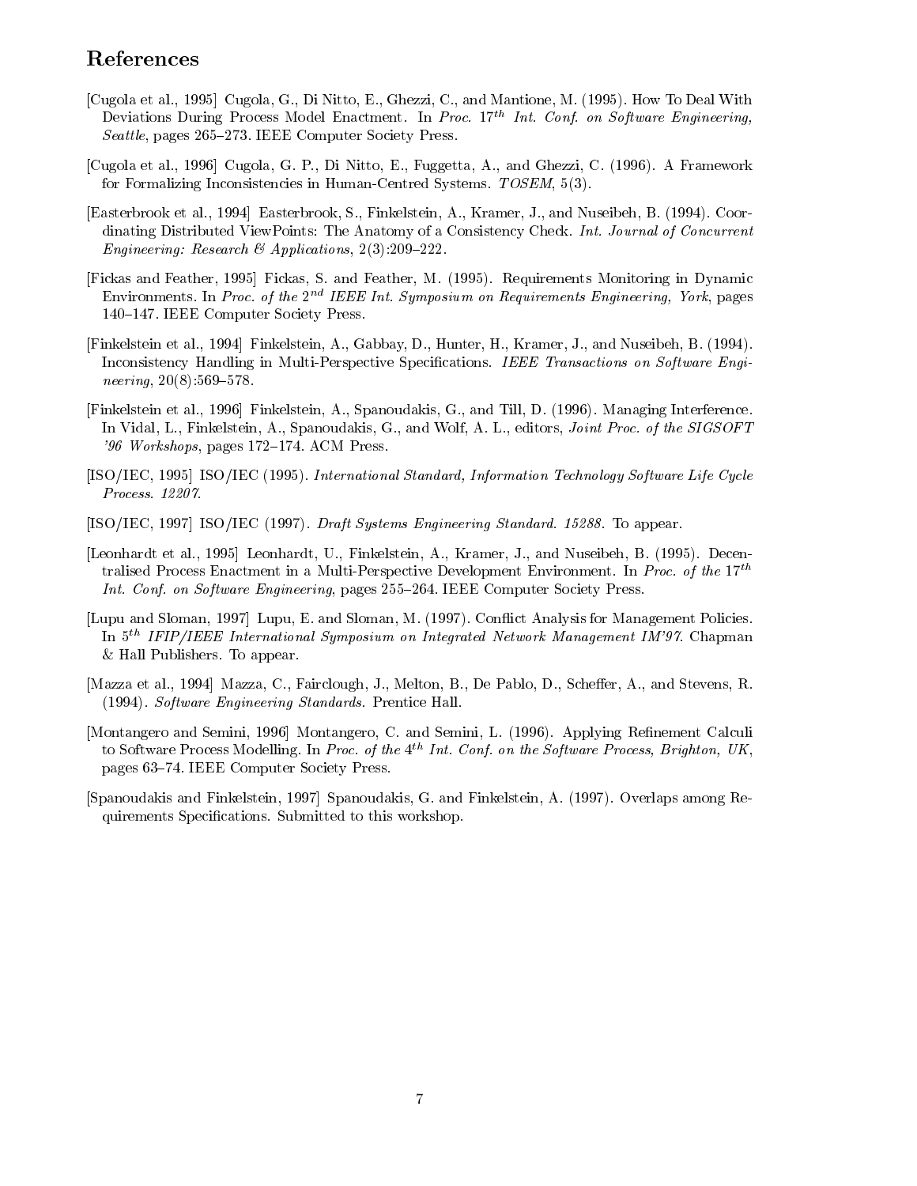## References

[Cugola et al., 1995] Cugola, G., Di Nitto, E., Ghezzi, C., and Mantione, M. (1995). How To Deal With Deviations During Process Model Enactment. In *Proc. 17$^{th}$ Int. Conf. on Software Engineering, Seattle*, pages 265–273. IEEE Computer Society Press.

[Cugola et al., 1996] Cugola, G. P., Di Nitto, E., Fuggetta, A., and Ghezzi, C. (1996). A Framework for Formalizing Inconsistencies in Human-Centred Systems. *TOSEM*, 5(3).

[Easterbrook et al., 1994] Easterbrook, S., Finkelstein, A., Kramer, J., and Nuseibeh, B. (1994). Coordinating Distributed ViewPoints: The Anatomy of a Consistency Check. *Int. Journal of Concurrent Engineering: Research & Applications*, 2(3):209–222.

[Fickas and Feather, 1995] Fickas, S. and Feather, M. (1995). Requirements Monitoring in Dynamic Environments. In *Proc. of the 2$^{nd}$ IEEE Int. Symposium on Requirements Engineering, York*, pages 140–147. IEEE Computer Society Press.

[Finkelstein et al., 1994] Finkelstein, A., Gabbay, D., Hunter, H., Kramer, J., and Nuseibeh, B. (1994). Inconsistency Handling in Multi-Perspective Specifications. *IEEE Transactions on Software Engineering*, 20(8):569–578.

[Finkelstein et al., 1996] Finkelstein, A., Spanoudakis, G., and Till, D. (1996). Managing Interference. In Vidal, L., Finkelstein, A., Spanoudakis, G., and Wolf, A. L., editors, *Joint Proc. of the SIGSOFT '96 Workshops*, pages 172–174. ACM Press.

[ISO/IEC, 1995] ISO/IEC (1995). *International Standard, Information Technology Software Life Cycle Process. 12207.*

[ISO/IEC, 1997] ISO/IEC (1997). *Draft Systems Engineering Standard. 15288.* To appear.

[Leonhardt et al., 1995] Leonhardt, U., Finkelstein, A., Kramer, J., and Nuseibeh, B. (1995). Decentralised Process Enactment in a Multi-Perspective Development Environment. In *Proc. of the 17$^{th}$ Int. Conf. on Software Engineering*, pages 255–264. IEEE Computer Society Press.

[Lupu and Sloman, 1997] Lupu, E. and Sloman, M. (1997). Conflict Analysis for Management Policies. In *5$^{th}$ IFIP/IEEE International Symposium on Integrated Network Management IM'97*. Chapman & Hall Publishers. To appear.

[Mazza et al., 1994] Mazza, C., Fairclough, J., Melton, B., De Pablo, D., Scheffer, A., and Stevens, R. (1994). *Software Engineering Standards.* Prentice Hall.

[Montangero and Semini, 1996] Montangero, C. and Semini, L. (1996). Applying Refinement Calculi to Software Process Modelling. In *Proc. of the 4$^{th}$ Int. Conf. on the Software Process, Brighton, UK*, pages 63–74. IEEE Computer Society Press.

[Spanoudakis and Finkelstein, 1997] Spanoudakis, G. and Finkelstein, A. (1997). Overlaps among Requirements Specifications. Submitted to this workshop.